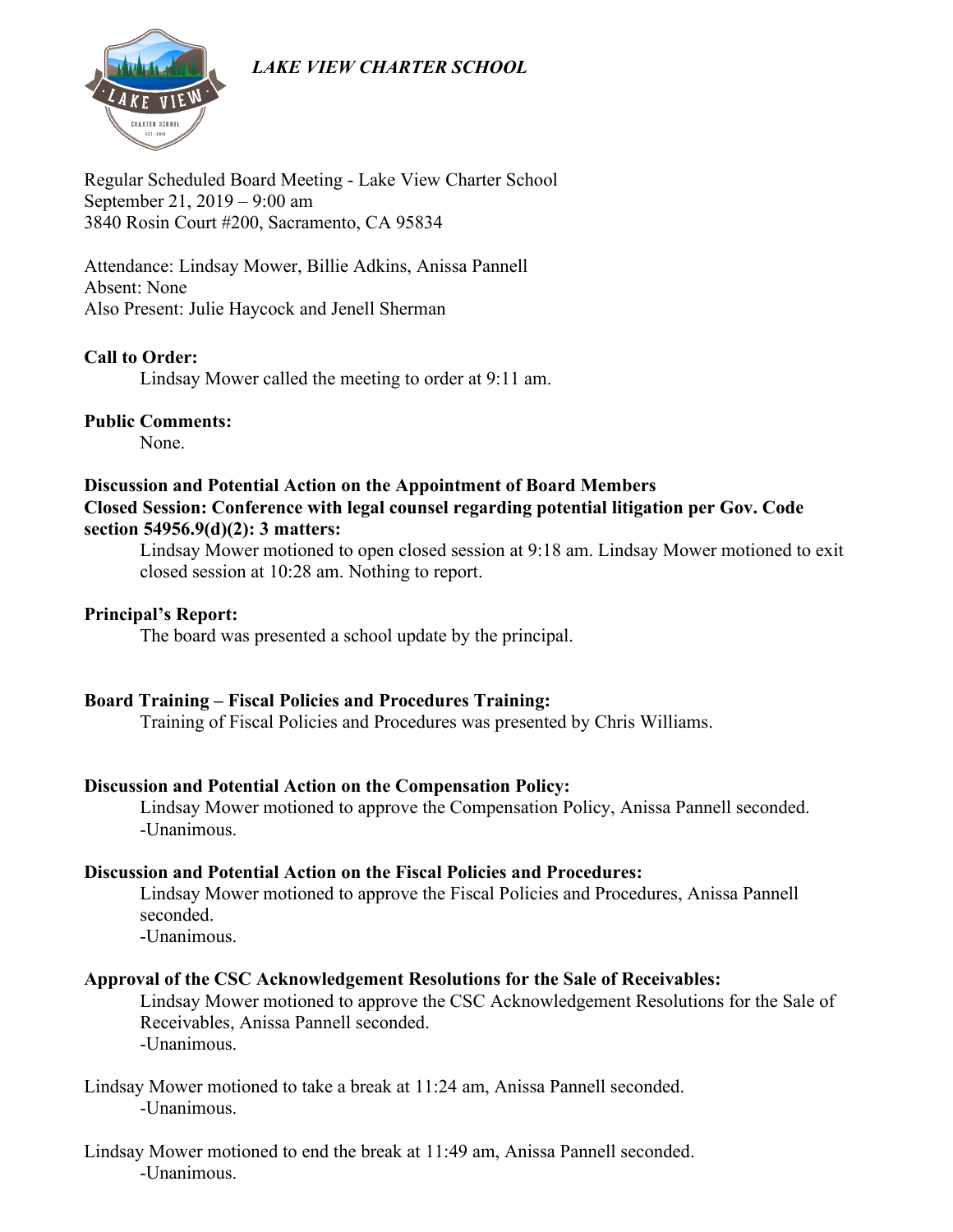*LAKE VIEW CHARTER SCHOOL*

Regular Scheduled Board Meeting - Lake View Charter School
September 21, 2019 – 9:00 am
3840 Rosin Court #200, Sacramento, CA 95834

Attendance: Lindsay Mower, Billie Adkins, Anissa Pannell
Absent: None
Also Present: Julie Haycock and Jenell Sherman

**Call to Order:**

Lindsay Mower called the meeting to order at 9:11 am.

**Public Comments:**

None.

**Discussion and Potential Action on the Appointment of Board Members**
**Closed Session: Conference with legal counsel regarding potential litigation per Gov. Code section 54956.9(d)(2): 3 matters:**

Lindsay Mower motioned to open closed session at 9:18 am. Lindsay Mower motioned to exit closed session at 10:28 am. Nothing to report.

**Principal's Report:**

The board was presented a school update by the principal.

**Board Training – Fiscal Policies and Procedures Training:**

Training of Fiscal Policies and Procedures was presented by Chris Williams.

**Discussion and Potential Action on the Compensation Policy:**

Lindsay Mower motioned to approve the Compensation Policy, Anissa Pannell seconded.
-Unanimous.

**Discussion and Potential Action on the Fiscal Policies and Procedures:**

Lindsay Mower motioned to approve the Fiscal Policies and Procedures, Anissa Pannell seconded.
-Unanimous.

**Approval of the CSC Acknowledgement Resolutions for the Sale of Receivables:**

Lindsay Mower motioned to approve the CSC Acknowledgement Resolutions for the Sale of Receivables, Anissa Pannell seconded.
-Unanimous.

Lindsay Mower motioned to take a break at 11:24 am, Anissa Pannell seconded.
-Unanimous.

Lindsay Mower motioned to end the break at 11:49 am, Anissa Pannell seconded.
-Unanimous.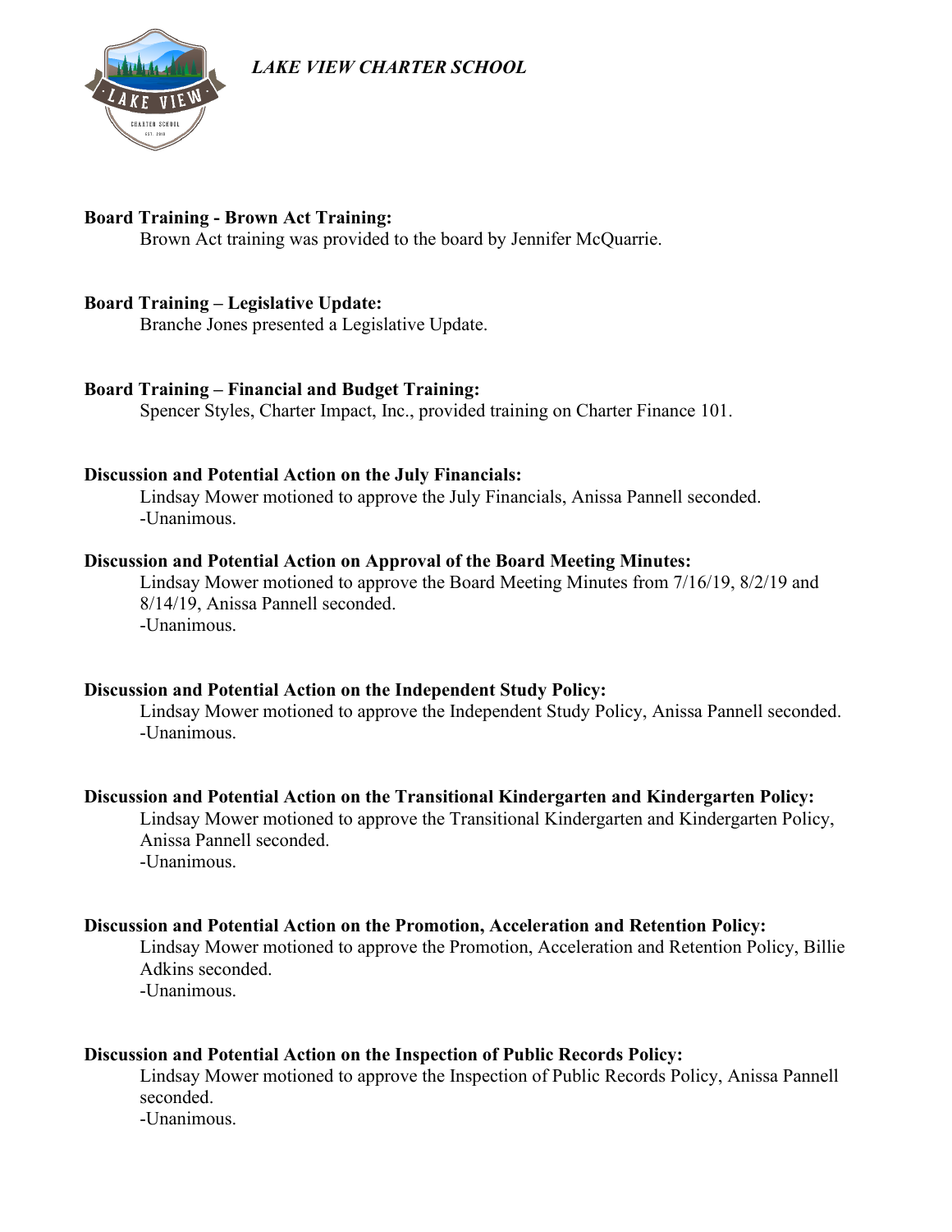*LAKE VIEW CHARTER SCHOOL*

**Board Training - Brown Act Training:**

Brown Act training was provided to the board by Jennifer McQuarrie.

**Board Training – Legislative Update:**

Branche Jones presented a Legislative Update.

**Board Training – Financial and Budget Training:**

Spencer Styles, Charter Impact, Inc., provided training on Charter Finance 101.

**Discussion and Potential Action on the July Financials:**

Lindsay Mower motioned to approve the July Financials, Anissa Pannell seconded.
-Unanimous.

**Discussion and Potential Action on Approval of the Board Meeting Minutes:**

Lindsay Mower motioned to approve the Board Meeting Minutes from 7/16/19, 8/2/19 and 8/14/19, Anissa Pannell seconded.
-Unanimous.

**Discussion and Potential Action on the Independent Study Policy:**

Lindsay Mower motioned to approve the Independent Study Policy, Anissa Pannell seconded.
-Unanimous.

**Discussion and Potential Action on the Transitional Kindergarten and Kindergarten Policy:**

Lindsay Mower motioned to approve the Transitional Kindergarten and Kindergarten Policy, Anissa Pannell seconded.
-Unanimous.

**Discussion and Potential Action on the Promotion, Acceleration and Retention Policy:**

Lindsay Mower motioned to approve the Promotion, Acceleration and Retention Policy, Billie Adkins seconded.
-Unanimous.

**Discussion and Potential Action on the Inspection of Public Records Policy:**

Lindsay Mower motioned to approve the Inspection of Public Records Policy, Anissa Pannell seconded.
-Unanimous.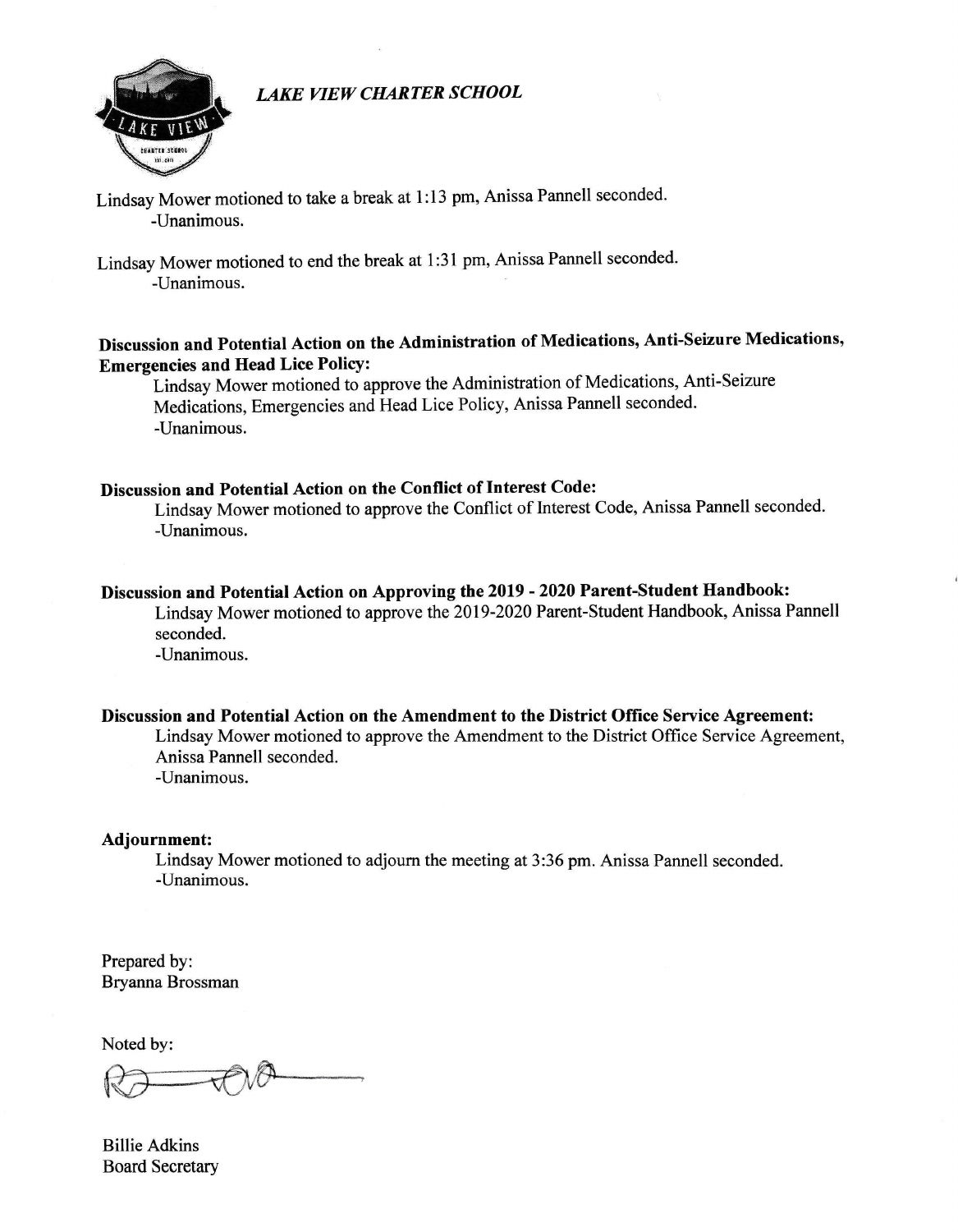*LAKE VIEW CHARTER SCHOOL*

Lindsay Mower motioned to take a break at 1:13 pm, Anissa Pannell seconded.
-Unanimous.

Lindsay Mower motioned to end the break at 1:31 pm, Anissa Pannell seconded.
-Unanimous.

**Discussion and Potential Action on the Administration of Medications, Anti-Seizure Medications, Emergencies and Head Lice Policy:**

Lindsay Mower motioned to approve the Administration of Medications, Anti-Seizure Medications, Emergencies and Head Lice Policy, Anissa Pannell seconded.
-Unanimous.

**Discussion and Potential Action on the Conflict of Interest Code:**

Lindsay Mower motioned to approve the Conflict of Interest Code, Anissa Pannell seconded.
-Unanimous.

**Discussion and Potential Action on Approving the 2019 - 2020 Parent-Student Handbook:**

Lindsay Mower motioned to approve the 2019-2020 Parent-Student Handbook, Anissa Pannell seconded.
-Unanimous.

**Discussion and Potential Action on the Amendment to the District Office Service Agreement:**

Lindsay Mower motioned to approve the Amendment to the District Office Service Agreement, Anissa Pannell seconded.
-Unanimous.

**Adjournment:**

Lindsay Mower motioned to adjourn the meeting at 3:36 pm. Anissa Pannell seconded.
-Unanimous.

Prepared by:
Bryanna Brossman

Noted by:

Billie Adkins
Board Secretary